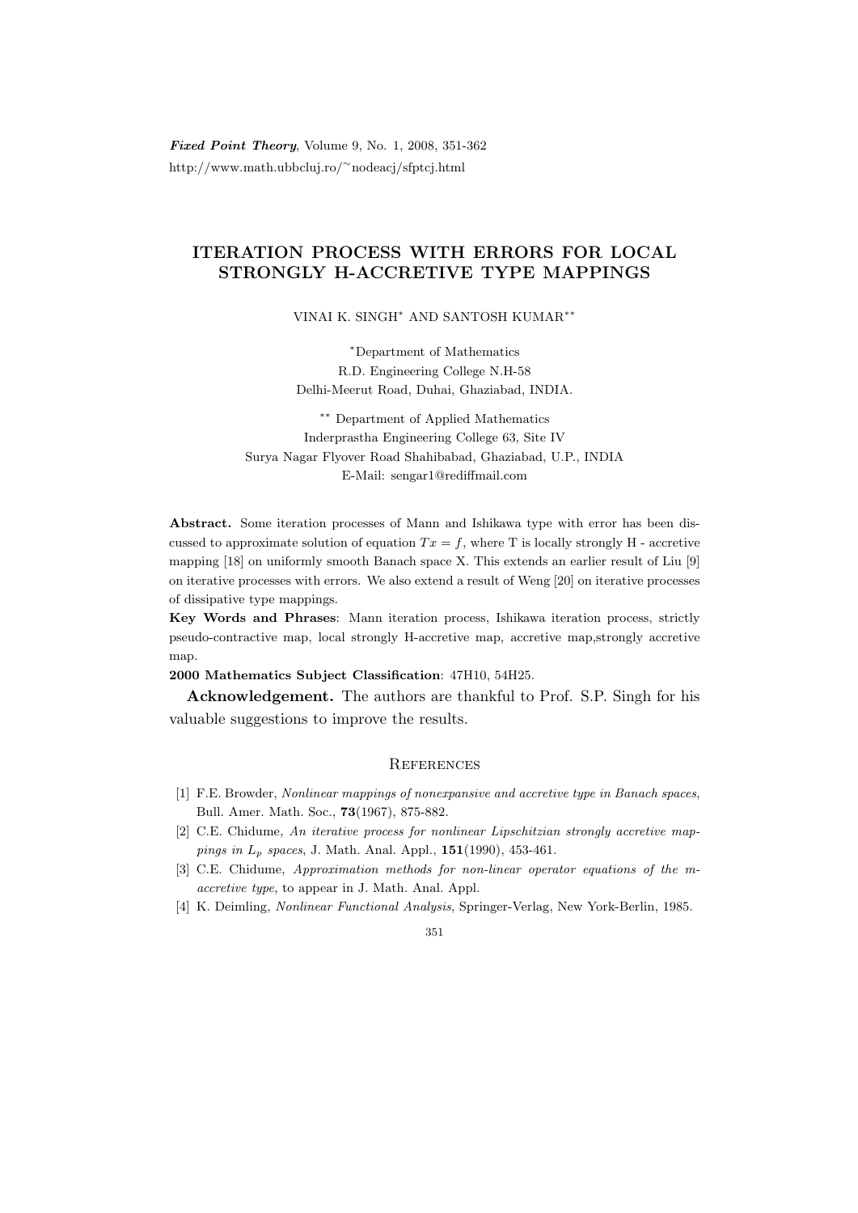# ITERATION PROCESS WITH ERRORS FOR LOCAL STRONGLY H-ACCRETIVE TYPE MAPPINGS

VINAI K. SINGH* AND SANTOSH KUMAR**

*Department of Mathematics
R.D. Engineering College N.H-58
Delhi-Meerut Road, Duhai, Ghaziabad, INDIA.

** Department of Applied Mathematics
Inderprastha Engineering College 63, Site IV
Surya Nagar Flyover Road Shahibabad, Ghaziabad, U.P., INDIA
E-Mail: sengar1@rediffmail.com

**Abstract.** Some iteration processes of Mann and Ishikawa type with error has been discussed to approximate solution of equation $Tx = f$, where T is locally strongly H - accretive mapping [18] on uniformly smooth Banach space X. This extends an earlier result of Liu [9] on iterative processes with errors. We also extend a result of Weng [20] on iterative processes of dissipative type mappings.

**Key Words and Phrases**: Mann iteration process, Ishikawa iteration process, strictly pseudo-contractive map, local strongly H-accretive map, accretive map,strongly accretive map.

**2000 Mathematics Subject Classification**: 47H10, 54H25.

**Acknowledgement.** The authors are thankful to Prof. S.P. Singh for his valuable suggestions to improve the results.

## References

[1] F.E. Browder, *Nonlinear mappings of nonexpansive and accretive type in Banach spaces*, Bull. Amer. Math. Soc., **73**(1967), 875-882.

[2] C.E. Chidume, *An iterative process for nonlinear Lipschitzian strongly accretive mappings in $L_p$ spaces*, J. Math. Anal. Appl., **151**(1990), 453-461.

[3] C.E. Chidume, *Approximation methods for non-linear operator equations of the m-accretive type*, to appear in J. Math. Anal. Appl.

[4] K. Deimling, *Nonlinear Functional Analysis*, Springer-Verlag, New York-Berlin, 1985.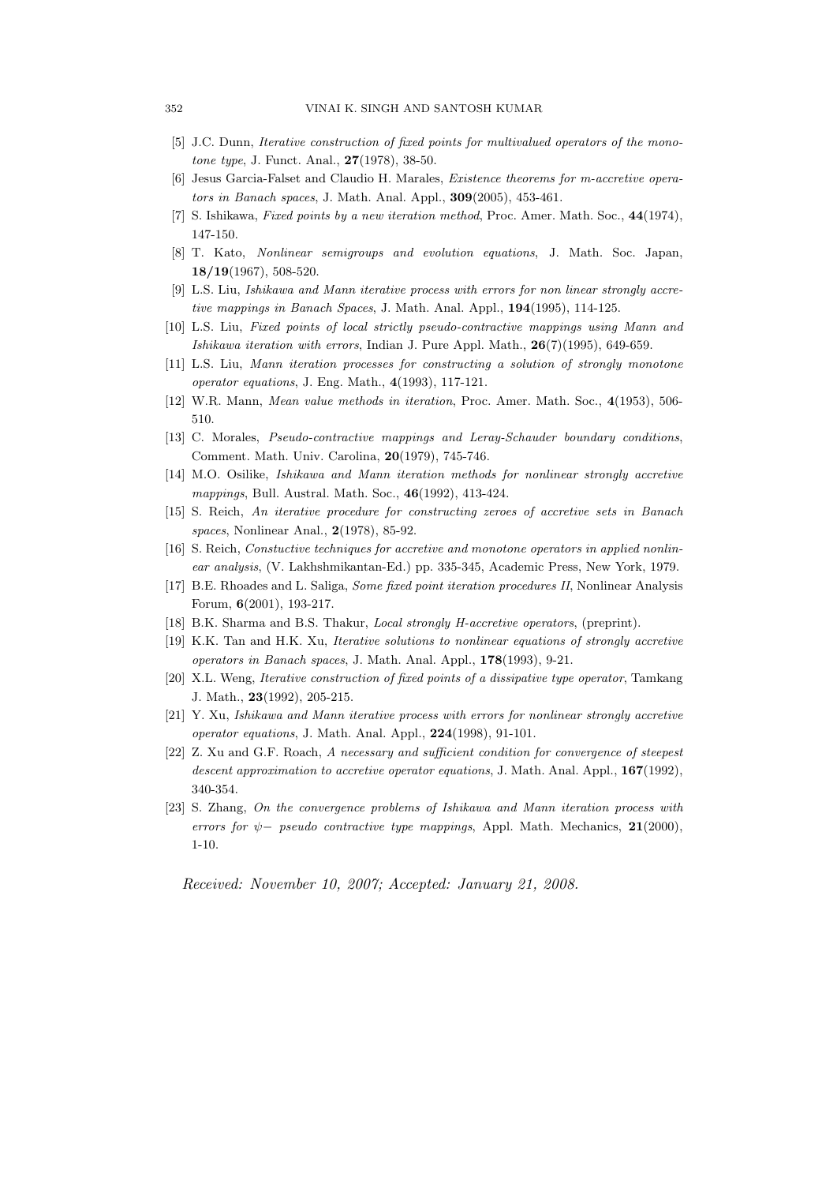[5] J.C. Dunn, *Iterative construction of fixed points for multivalued operators of the monotone type*, J. Funct. Anal., **27**(1978), 38-50.

[6] Jesus Garcia-Falset and Claudio H. Marales, *Existence theorems for m-accretive operators in Banach spaces*, J. Math. Anal. Appl., **309**(2005), 453-461.

[7] S. Ishikawa, *Fixed points by a new iteration method*, Proc. Amer. Math. Soc., **44**(1974), 147-150.

[8] T. Kato, *Nonlinear semigroups and evolution equations*, J. Math. Soc. Japan, **18/19**(1967), 508-520.

[9] L.S. Liu, *Ishikawa and Mann iterative process with errors for non linear strongly accretive mappings in Banach Spaces*, J. Math. Anal. Appl., **194**(1995), 114-125.

[10] L.S. Liu, *Fixed points of local strictly pseudo-contractive mappings using Mann and Ishikawa iteration with errors*, Indian J. Pure Appl. Math., **26**(7)(1995), 649-659.

[11] L.S. Liu, *Mann iteration processes for constructing a solution of strongly monotone operator equations*, J. Eng. Math., **4**(1993), 117-121.

[12] W.R. Mann, *Mean value methods in iteration*, Proc. Amer. Math. Soc., **4**(1953), 506-510.

[13] C. Morales, *Pseudo-contractive mappings and Leray-Schauder boundary conditions*, Comment. Math. Univ. Carolina, **20**(1979), 745-746.

[14] M.O. Osilike, *Ishikawa and Mann iteration methods for nonlinear strongly accretive mappings*, Bull. Austral. Math. Soc., **46**(1992), 413-424.

[15] S. Reich, *An iterative procedure for constructing zeroes of accretive sets in Banach spaces*, Nonlinear Anal., **2**(1978), 85-92.

[16] S. Reich, *Constuctive techniques for accretive and monotone operators in applied nonlinear analysis*, (V. Lakhshmikantan-Ed.) pp. 335-345, Academic Press, New York, 1979.

[17] B.E. Rhoades and L. Saliga, *Some fixed point iteration procedures II*, Nonlinear Analysis Forum, **6**(2001), 193-217.

[18] B.K. Sharma and B.S. Thakur, *Local strongly H-accretive operators*, (preprint).

[19] K.K. Tan and H.K. Xu, *Iterative solutions to nonlinear equations of strongly accretive operators in Banach spaces*, J. Math. Anal. Appl., **178**(1993), 9-21.

[20] X.L. Weng, *Iterative construction of fixed points of a dissipative type operator*, Tamkang J. Math., **23**(1992), 205-215.

[21] Y. Xu, *Ishikawa and Mann iterative process with errors for nonlinear strongly accretive operator equations*, J. Math. Anal. Appl., **224**(1998), 91-101.

[22] Z. Xu and G.F. Roach, *A necessary and sufficient condition for convergence of steepest descent approximation to accretive operator equations*, J. Math. Anal. Appl., **167**(1992), 340-354.

[23] S. Zhang, *On the convergence problems of Ishikawa and Mann iteration process with errors for $\psi-$ pseudo contractive type mappings*, Appl. Math. Mechanics, **21**(2000), 1-10.

*Received: November 10, 2007; Accepted: January 21, 2008.*